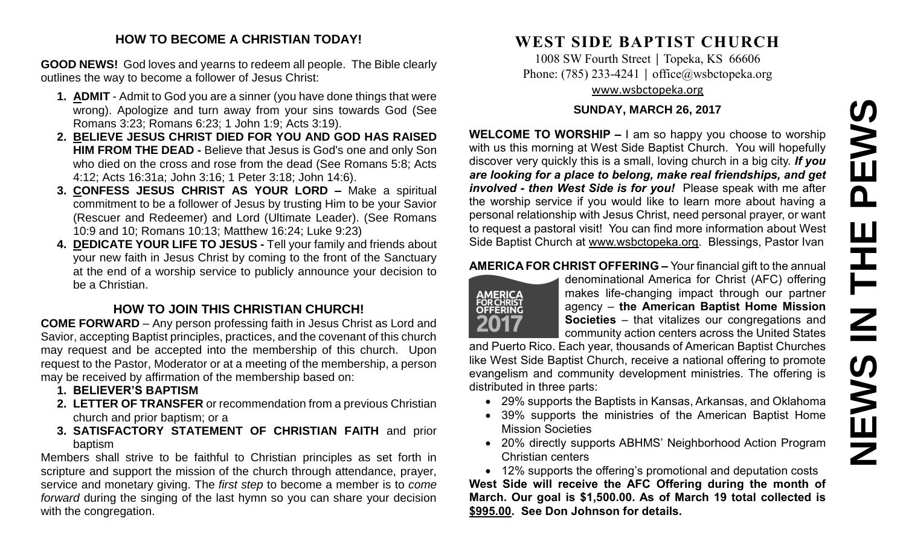## HOW TO BECOME A CHRISTIAN TODAY!

**GOOD NEWS!** God loves and yearns to redeem all people. The Bible clearly outlines the way to become a follower of Jesus Christ:

1. **ADMIT** - Admit to God you are a sinner (you have done things that were wrong). Apologize and turn away from your sins towards God (See Romans 3:23; Romans 6:23; 1 John 1:9; Acts 3:19).
2. **BELIEVE JESUS CHRIST DIED FOR YOU AND GOD HAS RAISED HIM FROM THE DEAD -** Believe that Jesus is God's one and only Son who died on the cross and rose from the dead (See Romans 5:8; Acts 4:12; Acts 16:31a; John 3:16; 1 Peter 3:18; John 14:6).
3. **CONFESS JESUS CHRIST AS YOUR LORD –** Make a spiritual commitment to be a follower of Jesus by trusting Him to be your Savior (Rescuer and Redeemer) and Lord (Ultimate Leader). (See Romans 10:9 and 10; Romans 10:13; Matthew 16:24; Luke 9:23)
4. **DEDICATE YOUR LIFE TO JESUS -** Tell your family and friends about your new faith in Jesus Christ by coming to the front of the Sanctuary at the end of a worship service to publicly announce your decision to be a Christian.

## HOW TO JOIN THIS CHRISTIAN CHURCH!

**COME FORWARD** – Any person professing faith in Jesus Christ as Lord and Savior, accepting Baptist principles, practices, and the covenant of this church may request and be accepted into the membership of this church. Upon request to the Pastor, Moderator or at a meeting of the membership, a person may be received by affirmation of the membership based on:

1. **BELIEVER'S BAPTISM**
2. **LETTER OF TRANSFER** or recommendation from a previous Christian church and prior baptism; or a
3. **SATISFACTORY STATEMENT OF CHRISTIAN FAITH** and prior baptism

Members shall strive to be faithful to Christian principles as set forth in scripture and support the mission of the church through attendance, prayer, service and monetary giving. The *first step* to become a member is to *come forward* during the singing of the last hymn so you can share your decision with the congregation.

# WEST SIDE BAPTIST CHURCH

1008 SW Fourth Street | Topeka, KS 66606
Phone: (785) 233-4241 | office@wsbctopeka.org
www.wsbctopeka.org

**SUNDAY, MARCH 26, 2017**

**WELCOME TO WORSHIP –** I am so happy you choose to worship with us this morning at West Side Baptist Church. You will hopefully discover very quickly this is a small, loving church in a big city. ***If you are looking for a place to belong, make real friendships, and get involved - then West Side is for you!*** Please speak with me after the worship service if you would like to learn more about having a personal relationship with Jesus Christ, need personal prayer, or want to request a pastoral visit! You can find more information about West Side Baptist Church at www.wsbctopeka.org. Blessings, Pastor Ivan

**AMERICA FOR CHRIST OFFERING –** Your financial gift to the annual denominational America for Christ (AFC) offering makes life-changing impact through our partner agency – **the American Baptist Home Mission Societies** – that vitalizes our congregations and community action centers across the United States and Puerto Rico. Each year, thousands of American Baptist Churches like West Side Baptist Church, receive a national offering to promote evangelism and community development ministries. The offering is distributed in three parts:

- 29% supports the Baptists in Kansas, Arkansas, and Oklahoma
- 39% supports the ministries of the American Baptist Home Mission Societies
- 20% directly supports ABHMS' Neighborhood Action Program Christian centers
- 12% supports the offering's promotional and deputation costs

**West Side will receive the AFC Offering during the month of March. Our goal is $1,500.00. As of March 19 total collected is $995.00. See Don Johnson for details.**

# NEWS IN THE PEWS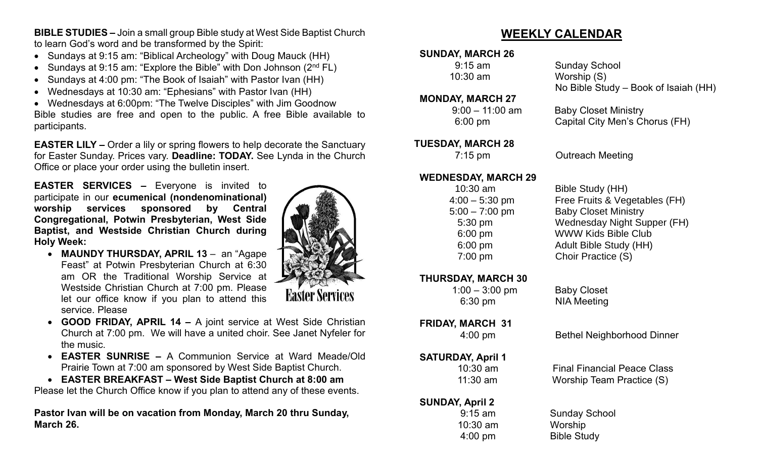**BIBLE STUDIES –** Join a small group Bible study at West Side Baptist Church to learn God's word and be transformed by the Spirit:

- Sundays at 9:15 am: "Biblical Archeology" with Doug Mauck (HH)
- Sundays at 9:15 am: "Explore the Bible" with Don Johnson (2nd FL)
- Sundays at 4:00 pm: "The Book of Isaiah" with Pastor Ivan (HH)
- Wednesdays at 10:30 am: "Ephesians" with Pastor Ivan (HH)
- Wednesdays at 6:00pm: "The Twelve Disciples" with Jim Goodnow

Bible studies are free and open to the public. A free Bible available to participants.

**EASTER LILY –** Order a lily or spring flowers to help decorate the Sanctuary for Easter Sunday. Prices vary. **Deadline: TODAY.** See Lynda in the Church Office or place your order using the bulletin insert.

**EASTER SERVICES –** Everyone is invited to participate in our **ecumenical (nondenominational) worship services sponsored by Central Congregational, Potwin Presbyterian, West Side Baptist, and Westside Christian Church during Holy Week:**

- **MAUNDY THURSDAY, APRIL 13** – an "Agape Feast" at Potwin Presbyterian Church at 6:30 am OR the Traditional Worship Service at Westside Christian Church at 7:00 pm. Please let our office know if you plan to attend this service. Please
- **GOOD FRIDAY, APRIL 14 –** A joint service at West Side Christian Church at 7:00 pm. We will have a united choir. See Janet Nyfeler for the music.
- **EASTER SUNRISE –** A Communion Service at Ward Meade/Old Prairie Town at 7:00 am sponsored by West Side Baptist Church.
- **EASTER BREAKFAST – West Side Baptist Church at 8:00 am**

Please let the Church Office know if you plan to attend any of these events.

Easter Services

**Pastor Ivan will be on vacation from Monday, March 20 thru Sunday, March 26.**

## WEEKLY CALENDAR

**SUNDAY, MARCH 26**

| | |
|---|---|
| 9:15 am | Sunday School |
| 10:30 am | Worship (S) |
| | No Bible Study – Book of Isaiah (HH) |

**MONDAY, MARCH 27**

| | |
|---|---|
| 9:00 – 11:00 am | Baby Closet Ministry |
| 6:00 pm | Capital City Men's Chorus (FH) |

**TUESDAY, MARCH 28**

| | |
|---|---|
| 7:15 pm | Outreach Meeting |

**WEDNESDAY, MARCH 29**

| | |
|---|---|
| 10:30 am | Bible Study (HH) |
| 4:00 – 5:30 pm | Free Fruits & Vegetables (FH) |
| 5:00 – 7:00 pm | Baby Closet Ministry |
| 5:30 pm | Wednesday Night Supper (FH) |
| 6:00 pm | WWW Kids Bible Club |
| 6:00 pm | Adult Bible Study (HH) |
| 7:00 pm | Choir Practice (S) |

**THURSDAY, MARCH 30**

| | |
|---|---|
| 1:00 – 3:00 pm | Baby Closet |
| 6:30 pm | NIA Meeting |

**FRIDAY, MARCH 31**

| | |
|---|---|
| 4:00 pm | Bethel Neighborhood Dinner |

**SATURDAY, April 1**

| | |
|---|---|
| 10:30 am | Final Financial Peace Class |
| 11:30 am | Worship Team Practice (S) |

**SUNDAY, April 2**

| | |
|---|---|
| 9:15 am | Sunday School |
| 10:30 am | Worship |
| 4:00 pm | Bible Study |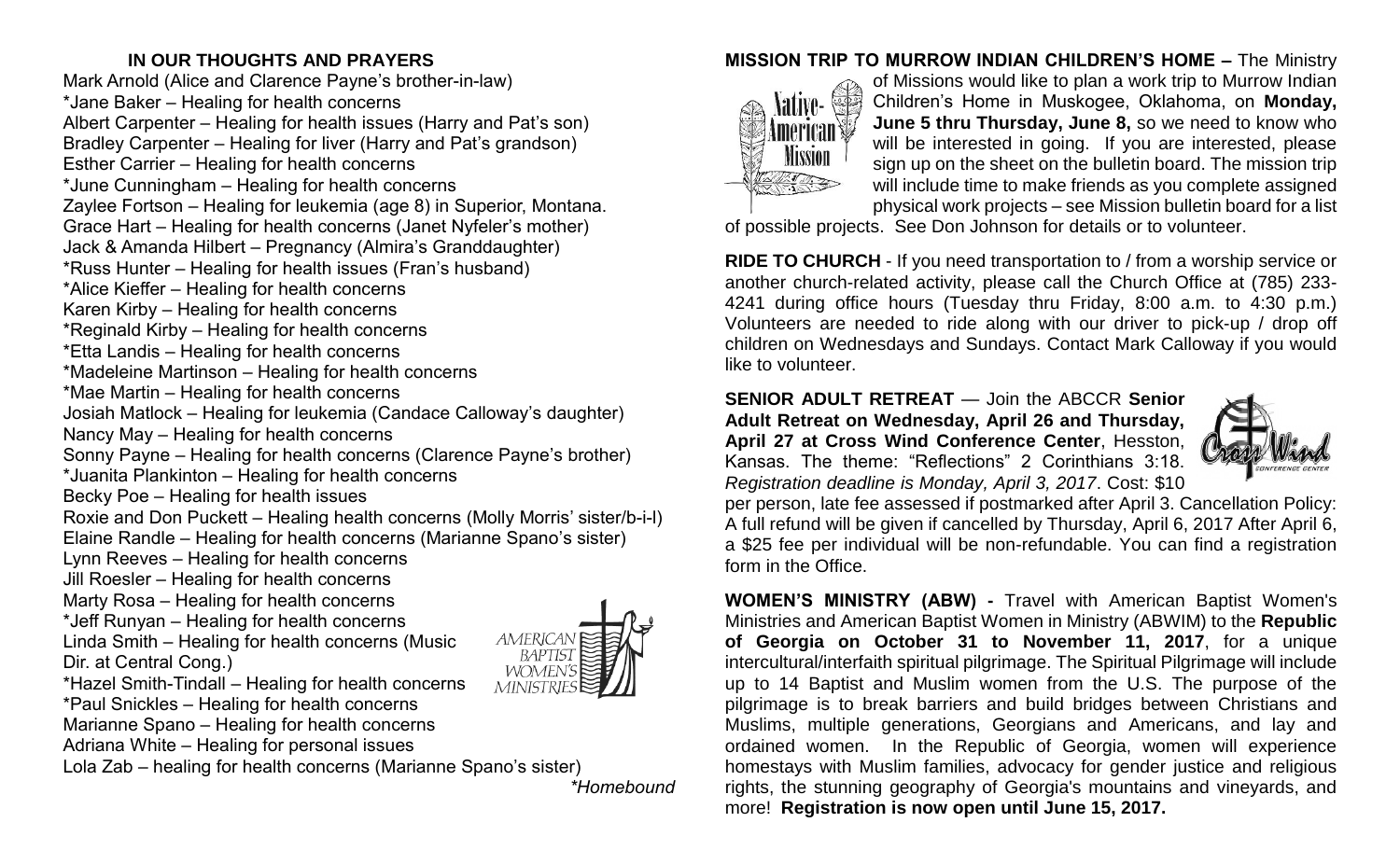## IN OUR THOUGHTS AND PRAYERS

Mark Arnold (Alice and Clarence Payne's brother-in-law)
*Jane Baker – Healing for health concerns
Albert Carpenter – Healing for health issues (Harry and Pat's son)
Bradley Carpenter – Healing for liver (Harry and Pat's grandson)
Esther Carrier – Healing for health concerns
*June Cunningham – Healing for health concerns
Zaylee Fortson – Healing for leukemia (age 8) in Superior, Montana.
Grace Hart – Healing for health concerns (Janet Nyfeler's mother)
Jack & Amanda Hilbert – Pregnancy (Almira's Granddaughter)
*Russ Hunter – Healing for health issues (Fran's husband)
*Alice Kieffer – Healing for health concerns
Karen Kirby – Healing for health concerns
*Reginald Kirby – Healing for health concerns
*Etta Landis – Healing for health concerns
*Madeleine Martinson – Healing for health concerns
*Mae Martin – Healing for health concerns
Josiah Matlock – Healing for leukemia (Candace Calloway's daughter)
Nancy May – Healing for health concerns
Sonny Payne – Healing for health concerns (Clarence Payne's brother)
*Juanita Plankinton – Healing for health concerns
Becky Poe – Healing for health issues
Roxie and Don Puckett – Healing health concerns (Molly Morris' sister/b-i-l)
Elaine Randle – Healing for health concerns (Marianne Spano's sister)
Lynn Reeves – Healing for health concerns
Jill Roesler – Healing for health concerns
Marty Rosa – Healing for health concerns
*Jeff Runyan – Healing for health concerns
Linda Smith – Healing for health concerns (Music Dir. at Central Cong.)
*Hazel Smith-Tindall – Healing for health concerns
*Paul Snickles – Healing for health concerns
Marianne Spano – Healing for health concerns
Adriana White – Healing for personal issues
Lola Zab – healing for health concerns (Marianne Spano's sister)

*\*Homebound*

**MISSION TRIP TO MURROW INDIAN CHILDREN'S HOME –** The Ministry of Missions would like to plan a work trip to Murrow Indian Children's Home in Muskogee, Oklahoma, on **Monday, June 5 thru Thursday, June 8,** so we need to know who will be interested in going. If you are interested, please sign up on the sheet on the bulletin board. The mission trip will include time to make friends as you complete assigned physical work projects – see Mission bulletin board for a list of possible projects. See Don Johnson for details or to volunteer.

**RIDE TO CHURCH** - If you need transportation to / from a worship service or another church-related activity, please call the Church Office at (785) 233-4241 during office hours (Tuesday thru Friday, 8:00 a.m. to 4:30 p.m.) Volunteers are needed to ride along with our driver to pick-up / drop off children on Wednesdays and Sundays. Contact Mark Calloway if you would like to volunteer.

**SENIOR ADULT RETREAT** — Join the ABCCR **Senior Adult Retreat on Wednesday, April 26 and Thursday, April 27 at Cross Wind Conference Center**, Hesston, Kansas. The theme: "Reflections" 2 Corinthians 3:18. *Registration deadline is Monday, April 3, 2017*. Cost: $10 per person, late fee assessed if postmarked after April 3. Cancellation Policy: A full refund will be given if cancelled by Thursday, April 6, 2017 After April 6, a $25 fee per individual will be non-refundable. You can find a registration form in the Office.

**WOMEN'S MINISTRY (ABW) -** Travel with American Baptist Women's Ministries and American Baptist Women in Ministry (ABWIM) to the **Republic of Georgia on October 31 to November 11, 2017**, for a unique intercultural/interfaith spiritual pilgrimage. The Spiritual Pilgrimage will include up to 14 Baptist and Muslim women from the U.S. The purpose of the pilgrimage is to break barriers and build bridges between Christians and Muslims, multiple generations, Georgians and Americans, and lay and ordained women. In the Republic of Georgia, women will experience homestays with Muslim families, advocacy for gender justice and religious rights, the stunning geography of Georgia's mountains and vineyards, and more! **Registration is now open until June 15, 2017.**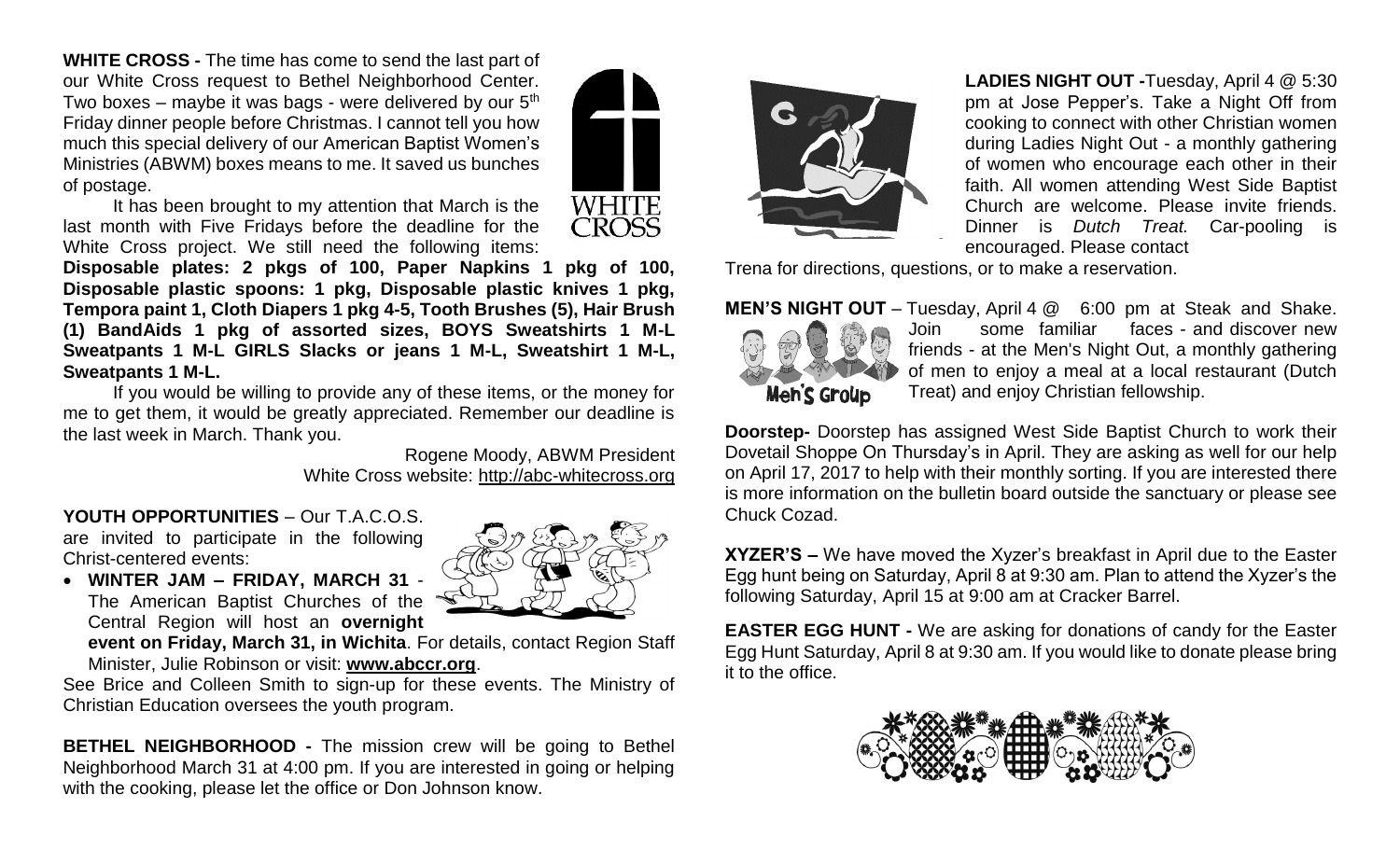**WHITE CROSS -** The time has come to send the last part of our White Cross request to Bethel Neighborhood Center. Two boxes – maybe it was bags - were delivered by our 5th Friday dinner people before Christmas. I cannot tell you how much this special delivery of our American Baptist Women's Ministries (ABWM) boxes means to me. It saved us bunches of postage.

It has been brought to my attention that March is the last month with Five Fridays before the deadline for the White Cross project. We still need the following items: **Disposable plates: 2 pkgs of 100, Paper Napkins 1 pkg of 100, Disposable plastic spoons: 1 pkg, Disposable plastic knives 1 pkg, Tempora paint 1, Cloth Diapers 1 pkg 4-5, Tooth Brushes (5), Hair Brush (1) BandAids 1 pkg of assorted sizes, BOYS Sweatshirts 1 M-L Sweatpants 1 M-L GIRLS Slacks or jeans 1 M-L, Sweatshirt 1 M-L, Sweatpants 1 M-L.**

If you would be willing to provide any of these items, or the money for me to get them, it would be greatly appreciated. Remember our deadline is the last week in March. Thank you.

Rogene Moody, ABWM President
White Cross website: http://abc-whitecross.org

**YOUTH OPPORTUNITIES** – Our T.A.C.O.S. are invited to participate in the following Christ-centered events:

- **WINTER JAM – FRIDAY, MARCH 31** - The American Baptist Churches of the Central Region will host an **overnight event on Friday, March 31, in Wichita**. For details, contact Region Staff Minister, Julie Robinson or visit: **www.abccr.org**.

See Brice and Colleen Smith to sign-up for these events. The Ministry of Christian Education oversees the youth program.

**BETHEL NEIGHBORHOOD -** The mission crew will be going to Bethel Neighborhood March 31 at 4:00 pm. If you are interested in going or helping with the cooking, please let the office or Don Johnson know.

**LADIES NIGHT OUT -**Tuesday, April 4 @ 5:30 pm at Jose Pepper's. Take a Night Off from cooking to connect with other Christian women during Ladies Night Out - a monthly gathering of women who encourage each other in their faith. All women attending West Side Baptist Church are welcome. Please invite friends. Dinner is *Dutch Treat.* Car-pooling is encouraged. Please contact Trena for directions, questions, or to make a reservation.

**MEN'S NIGHT OUT** – Tuesday, April 4 @ 6:00 pm at Steak and Shake. Join some familiar faces - and discover new friends - at the Men's Night Out, a monthly gathering of men to enjoy a meal at a local restaurant (Dutch Treat) and enjoy Christian fellowship.

**Doorstep-** Doorstep has assigned West Side Baptist Church to work their Dovetail Shoppe On Thursday's in April. They are asking as well for our help on April 17, 2017 to help with their monthly sorting. If you are interested there is more information on the bulletin board outside the sanctuary or please see Chuck Cozad.

**XYZER'S –** We have moved the Xyzer's breakfast in April due to the Easter Egg hunt being on Saturday, April 8 at 9:30 am. Plan to attend the Xyzer's the following Saturday, April 15 at 9:00 am at Cracker Barrel.

**EASTER EGG HUNT -** We are asking for donations of candy for the Easter Egg Hunt Saturday, April 8 at 9:30 am. If you would like to donate please bring it to the office.